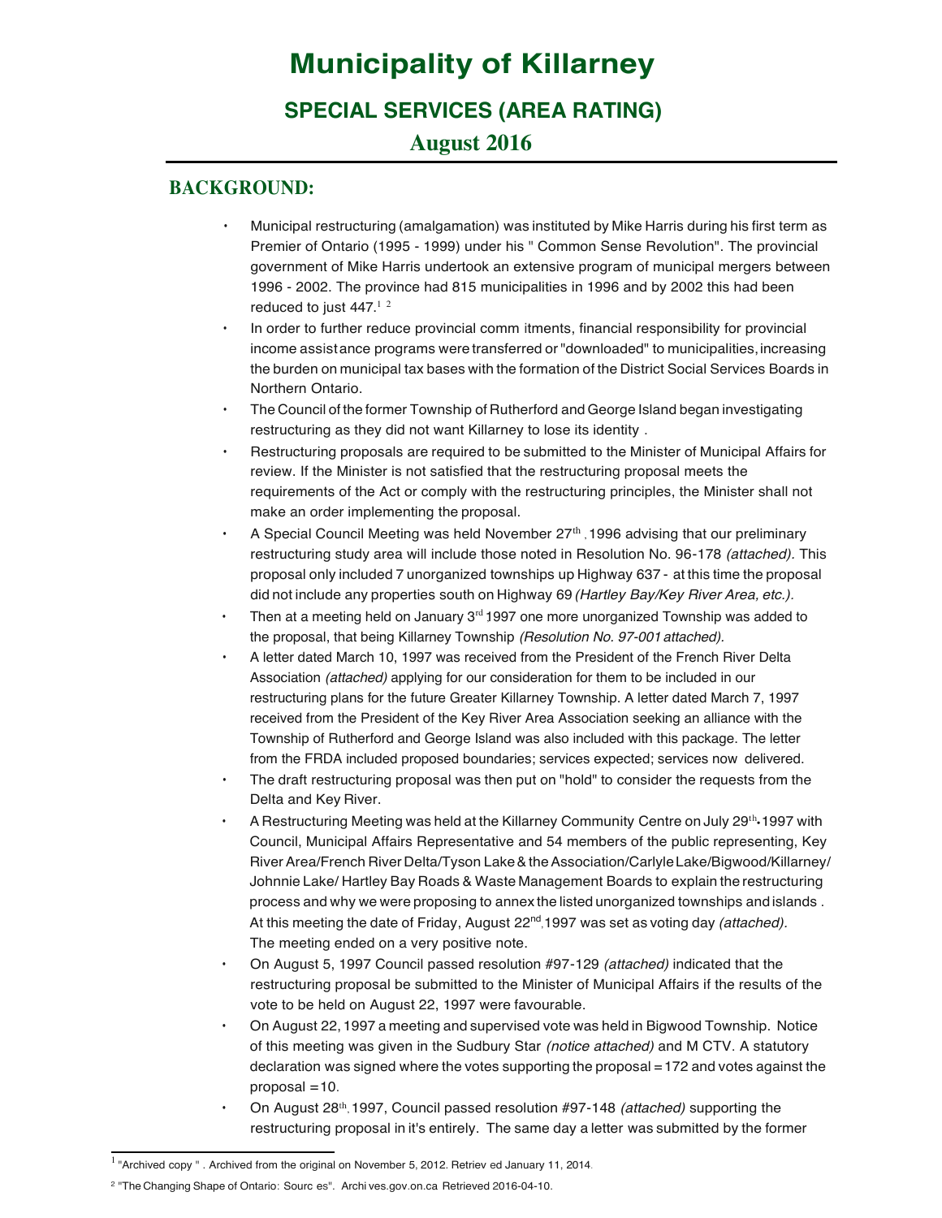# Municipality of Killarney

## SPECIAL SERVICES (AREA RATING)

### August 2016

## BACKGROUND:

- Municipal restructuring (amalgamation) was instituted by Mike Harris during his first term as Premier of Ontario (1995 - 1999) under his " Common Sense Revolution". The provincial government of Mike Harris undertook an extensive program of municipal mergers between 1996 - 2002. The province had 815 municipalities in 1996 and by 2002 this had been reduced to just 447.[1 2]
- In order to further reduce provincial comm itments, financial responsibility for provincial income assistance programs were transferred or "downloaded" to municipalities, increasing the burden on municipal tax bases with the formation of the District Social Services Boards in Northern Ontario.
- The Council of the former Township of Rutherford and George Island began investigating restructuring as they did not want Killarney to lose its identity .
- Restructuring proposals are required to be submitted to the Minister of Municipal Affairs for review. If the Minister is not satisfied that the restructuring proposal meets the requirements of the Act or comply with the restructuring principles, the Minister shall not make an order implementing the proposal.
- A Special Council Meeting was held November 27th , 1996 advising that our preliminary restructuring study area will include those noted in Resolution No. 96-178 *(attached).* This proposal only included 7 unorganized townships up Highway 637 - at this time the proposal did not include any properties south on Highway 69 *(Hartley Bay/Key River Area, etc.).*
- Then at a meeting held on January 3rd 1997 one more unorganized Township was added to the proposal, that being Killarney Township *(Resolution No. 97-001 attached).*
- A letter dated March 10, 1997 was received from the President of the French River Delta Association *(attached)* applying for our consideration for them to be included in our restructuring plans for the future Greater Killarney Township. A letter dated March 7, 1997 received from the President of the Key River Area Association seeking an alliance with the Township of Rutherford and George Island was also included with this package. The letter from the FRDA included proposed boundaries; services expected; services now delivered.
- The draft restructuring proposal was then put on "hold" to consider the requests from the Delta and Key River.
- A Restructuring Meeting was held at the Killarney Community Centre on July 29th 1997 with Council, Municipal Affairs Representative and 54 members of the public representing, Key River Area/French River Delta/Tyson Lake & the Association/Carlyle Lake/Bigwood/Killarney/ Johnnie Lake/ Hartley Bay Roads & Waste Management Boards to explain the restructuring process and why we were proposing to annex the listed unorganized townships and islands . At this meeting the date of Friday, August 22nd 1997 was set as voting day *(attached).* The meeting ended on a very positive note.
- On August 5, 1997 Council passed resolution #97-129 *(attached)* indicated that the restructuring proposal be submitted to the Minister of Municipal Affairs if the results of the vote to be held on August 22, 1997 were favourable.
- On August 22, 1997 a meeting and supervised vote was held in Bigwood Township. Notice of this meeting was given in the Sudbury Star *(notice attached)* and M CTV. A statutory declaration was signed where the votes supporting the proposal = 172 and votes against the proposal = 10.
- On August 28th 1997, Council passed resolution #97-148 *(attached)* supporting the restructuring proposal in it's entirely. The same day a letter was submitted by the former

---

[1] "Archived copy " . Archived from the original on November 5, 2012. Retriev ed January 11, 2014.

[2] "The Changing Shape of Ontario: Sourc es". Archi ves.gov.on.ca Retrieved 2016-04-10.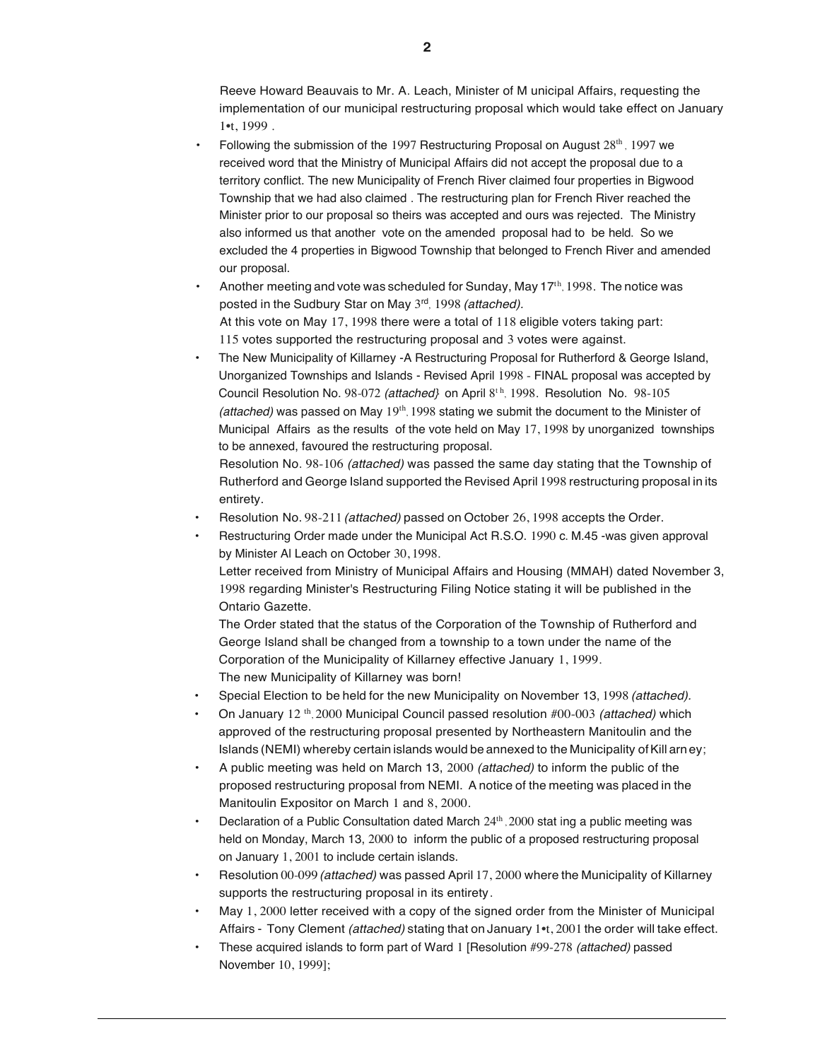Reeve Howard Beauvais to Mr. A. Leach, Minister of M unicipal Affairs, requesting the implementation of our municipal restructuring proposal which would take effect on January 1st, 1999 .

- Following the submission of the 1997 Restructuring Proposal on August 28th , 1997 we received word that the Ministry of Municipal Affairs did not accept the proposal due to a territory conflict. The new Municipality of French River claimed four properties in Bigwood Township that we had also claimed . The restructuring plan for French River reached the Minister prior to our proposal so theirs was accepted and ours was rejected. The Ministry also informed us that another vote on the amended proposal had to be held. So we excluded the 4 properties in Bigwood Township that belonged to French River and amended our proposal.
- Another meeting and vote was scheduled for Sunday, May 17th, 1998. The notice was posted in the Sudbury Star on May 3rd, 1998 *(attached).*
  At this vote on May 17, 1998 there were a total of 118 eligible voters taking part: 115 votes supported the restructuring proposal and 3 votes were against.
- The New Municipality of Killarney -A Restructuring Proposal for Rutherford & George Island, Unorganized Townships and Islands - Revised April 1998 - FINAL proposal was accepted by Council Resolution No. 98-072 *(attached}* on April 8th, 1998. Resolution No. 98-105 *(attached)* was passed on May 19th, 1998 stating we submit the document to the Minister of Municipal Affairs as the results of the vote held on May 17, 1998 by unorganized townships to be annexed, favoured the restructuring proposal.
  Resolution No. 98-106 *(attached)* was passed the same day stating that the Township of Rutherford and George Island supported the Revised April 1998 restructuring proposal in its entirety.
- Resolution No. 98-211 *(attached)* passed on October 26, 1998 accepts the Order.
- Restructuring Order made under the Municipal Act R.S.O. 1990 c. M.45 -was given approval by Minister Al Leach on October 30, 1998.
  Letter received from Ministry of Municipal Affairs and Housing (MMAH) dated November 3, 1998 regarding Minister's Restructuring Filing Notice stating it will be published in the Ontario Gazette.
  The Order stated that the status of the Corporation of the Township of Rutherford and George Island shall be changed from a township to a town under the name of the Corporation of the Municipality of Killarney effective January 1, 1999.
  The new Municipality of Killarney was born!
- Special Election to be held for the new Municipality on November 13, 1998 *(attached).*
- On January 12 th, 2000 Municipal Council passed resolution #00-003 *(attached)* which approved of the restructuring proposal presented by Northeastern Manitoulin and the Islands (NEMI) whereby certain islands would be annexed to the Municipality of Killarney;
- A public meeting was held on March 13, 2000 *(attached)* to inform the public of the proposed restructuring proposal from NEMI. A notice of the meeting was placed in the Manitoulin Expositor on March 1 and 8, 2000.
- Declaration of a Public Consultation dated March 24th, 2000 stating a public meeting was held on Monday, March 13, 2000 to inform the public of a proposed restructuring proposal on January 1, 2001 to include certain islands.
- Resolution 00-099 *(attached)* was passed April 17, 2000 where the Municipality of Killarney supports the restructuring proposal in its entirety.
- May 1, 2000 letter received with a copy of the signed order from the Minister of Municipal Affairs - Tony Clement *(attached)* stating that on January 1st, 2001 the order will take effect.
- These acquired islands to form part of Ward 1 [Resolution #99-278 *(attached)* passed November 10, 1999];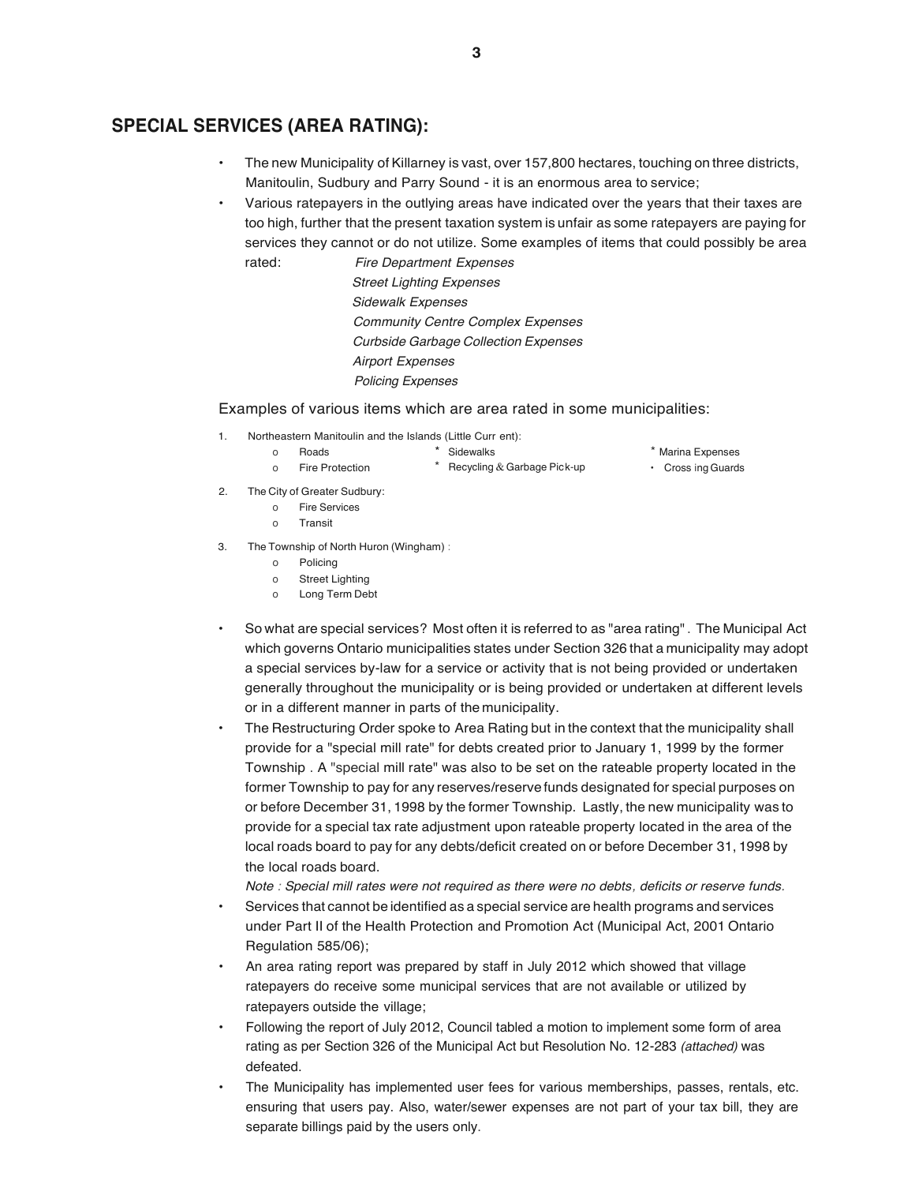## SPECIAL SERVICES (AREA RATING):

- The new Municipality of Killarney is vast, over 157,800 hectares, touching on three districts, Manitoulin, Sudbury and Parry Sound - it is an enormous area to service;
- Various ratepayers in the outlying areas have indicated over the years that their taxes are too high, further that the present taxation system is unfair as some ratepayers are paying for services they cannot or do not utilize. Some examples of items that could possibly be area rated:
  - *Fire Department Expenses*
  - *Street Lighting Expenses*
  - *Sidewalk Expenses*
  - *Community Centre Complex Expenses*
  - *Curbside Garbage Collection Expenses*
  - *Airport Expenses*
  - *Policing Expenses*

Examples of various items which are area rated in some municipalities:

1. Northeastern Manitoulin and the Islands (Little Curr ent):
   - Roads
   - Fire Protection
   - Sidewalks
   - Recycling & Garbage Pick-up
   - Marina Expenses
   - Cross ing Guards
2. The City of Greater Sudbury:
   - Fire Services
   - Transit
3. The Township of North Huron (Wingham) :
   - Policing
   - Street Lighting
   - Long Term Debt

- So what are special services? Most often it is referred to as "area rating". The Municipal Act which governs Ontario municipalities states under Section 326 that a municipality may adopt a special services by-law for a service or activity that is not being provided or undertaken generally throughout the municipality or is being provided or undertaken at different levels or in a different manner in parts of the municipality.
- The Restructuring Order spoke to Area Rating but in the context that the municipality shall provide for a "special mill rate" for debts created prior to January 1, 1999 by the former Township . A "special mill rate" was also to be set on the rateable property located in the former Township to pay for any reserves/reserve funds designated for special purposes on or before December 31, 1998 by the former Township. Lastly, the new municipality was to provide for a special tax rate adjustment upon rateable property located in the area of the local roads board to pay for any debts/deficit created on or before December 31, 1998 by the local roads board.

  *Note : Special mill rates were not required as there were no debts, deficits or reserve funds.*
- Services that cannot be identified as a special service are health programs and services under Part II of the Health Protection and Promotion Act (Municipal Act, 2001 Ontario Regulation 585/06);
- An area rating report was prepared by staff in July 2012 which showed that village ratepayers do receive some municipal services that are not available or utilized by ratepayers outside the village;
- Following the report of July 2012, Council tabled a motion to implement some form of area rating as per Section 326 of the Municipal Act but Resolution No. 12-283 *(attached)* was defeated.
- The Municipality has implemented user fees for various memberships, passes, rentals, etc. ensuring that users pay. Also, water/sewer expenses are not part of your tax bill, they are separate billings paid by the users only.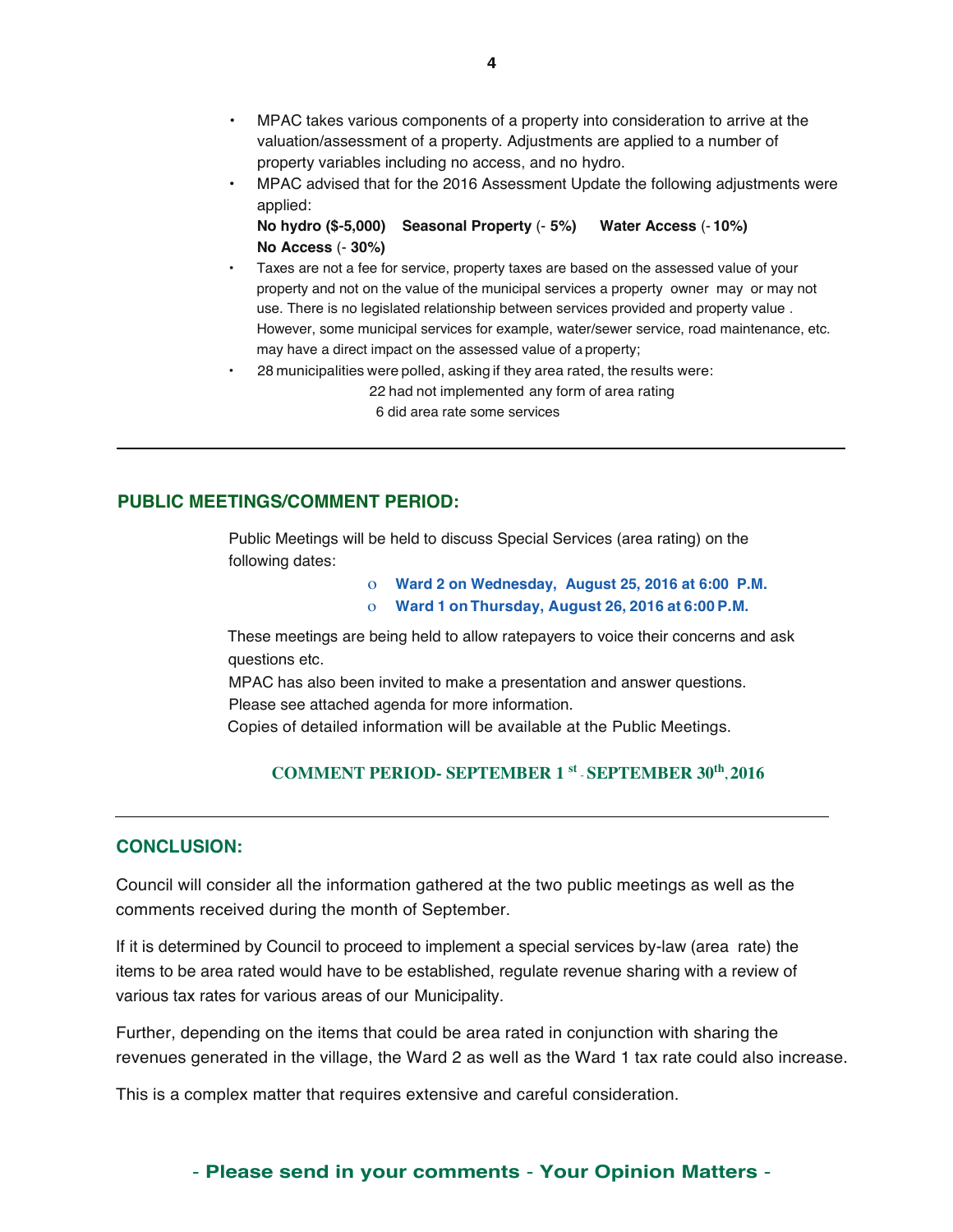- MPAC takes various components of a property into consideration to arrive at the valuation/assessment of a property. Adjustments are applied to a number of property variables including no access, and no hydro.
- MPAC advised that for the 2016 Assessment Update the following adjustments were applied:

  **No hydro ($-5,000)** **Seasonal Property** (- **5%)** **Water Access** (- **10%)**
  **No Access** (- **30%)**
- Taxes are not a fee for service, property taxes are based on the assessed value of your property and not on the value of the municipal services a property owner may or may not use. There is no legislated relationship between services provided and property value . However, some municipal services for example, water/sewer service, road maintenance, etc. may have a direct impact on the assessed value of a property;
- 28 municipalities were polled, asking if they area rated, the results were:

  22 had not implemented any form of area rating
  6 did area rate some services

---

## PUBLIC MEETINGS/COMMENT PERIOD:

Public Meetings will be held to discuss Special Services (area rating) on the following dates:

- **Ward 2 on Wednesday, August 25, 2016 at 6:00 P.M.**
- **Ward 1 on Thursday, August 26, 2016 at 6:00 P.M.**

These meetings are being held to allow ratepayers to voice their concerns and ask questions etc.

MPAC has also been invited to make a presentation and answer questions.

Please see attached agenda for more information.

Copies of detailed information will be available at the Public Meetings.

**COMMENT PERIOD- SEPTEMBER 1 st - SEPTEMBER 30th, 2016**

---

## CONCLUSION:

Council will consider all the information gathered at the two public meetings as well as the comments received during the month of September.

If it is determined by Council to proceed to implement a special services by-law (area rate) the items to be area rated would have to be established, regulate revenue sharing with a review of various tax rates for various areas of our Municipality.

Further, depending on the items that could be area rated in conjunction with sharing the revenues generated in the village, the Ward 2 as well as the Ward 1 tax rate could also increase.

This is a complex matter that requires extensive and careful consideration.

**- Please send in your comments - Your Opinion Matters -**